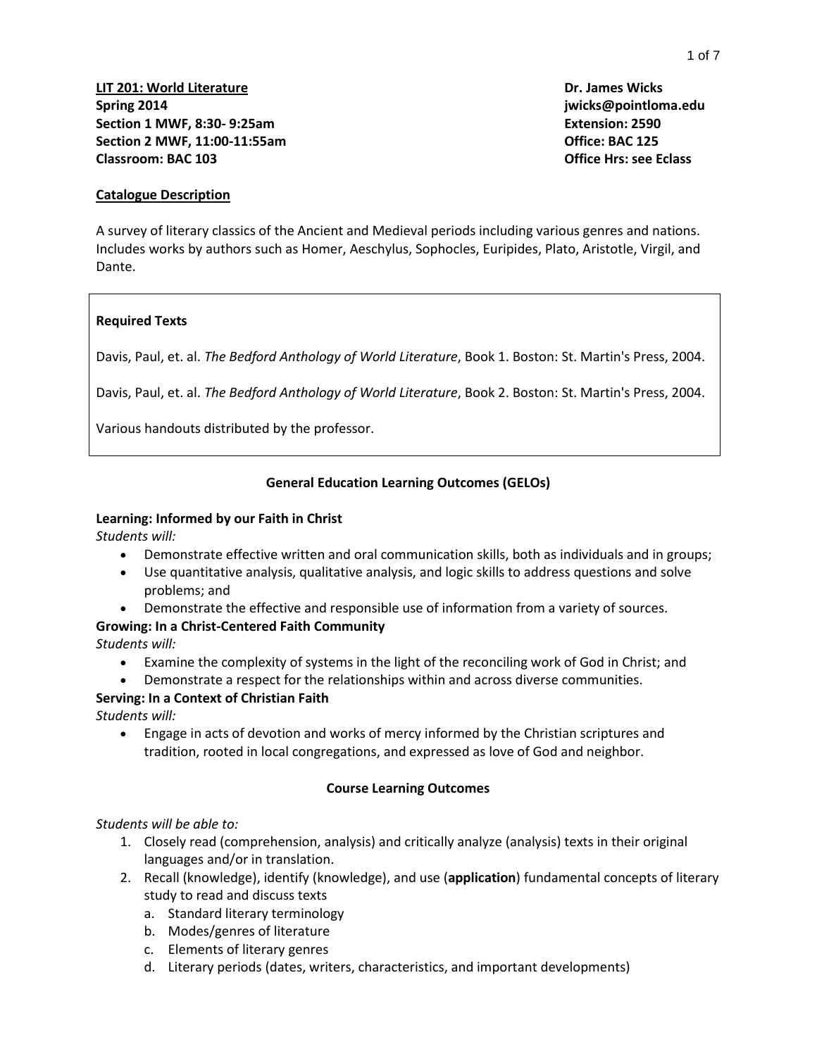**LIT 201: World Literature**
**Spring 2014**
**Section 1 MWF, 8:30- 9:25am**
**Section 2 MWF, 11:00-11:55am**
**Classroom: BAC 103**

**Dr. James Wicks**
**jwicks@pointloma.edu**
**Extension: 2590**
**Office: BAC 125**
**Office Hrs: see Eclass**

## Catalogue Description

A survey of literary classics of the Ancient and Medieval periods including various genres and nations. Includes works by authors such as Homer, Aeschylus, Sophocles, Euripides, Plato, Aristotle, Virgil, and Dante.

**Required Texts**

Davis, Paul, et. al. *The Bedford Anthology of World Literature*, Book 1. Boston: St. Martin's Press, 2004.

Davis, Paul, et. al. *The Bedford Anthology of World Literature*, Book 2. Boston: St. Martin's Press, 2004.

Various handouts distributed by the professor.

## General Education Learning Outcomes (GELOs)

**Learning: Informed by our Faith in Christ**
*Students will:*

- Demonstrate effective written and oral communication skills, both as individuals and in groups;
- Use quantitative analysis, qualitative analysis, and logic skills to address questions and solve problems; and
- Demonstrate the effective and responsible use of information from a variety of sources.

**Growing: In a Christ-Centered Faith Community**
*Students will:*

- Examine the complexity of systems in the light of the reconciling work of God in Christ; and
- Demonstrate a respect for the relationships within and across diverse communities.

**Serving: In a Context of Christian Faith**
*Students will:*

- Engage in acts of devotion and works of mercy informed by the Christian scriptures and tradition, rooted in local congregations, and expressed as love of God and neighbor.

## Course Learning Outcomes

*Students will be able to:*

1. Closely read (comprehension, analysis) and critically analyze (analysis) texts in their original languages and/or in translation.
2. Recall (knowledge), identify (knowledge), and use (**application**) fundamental concepts of literary study to read and discuss texts
   a. Standard literary terminology
   b. Modes/genres of literature
   c. Elements of literary genres
   d. Literary periods (dates, writers, characteristics, and important developments)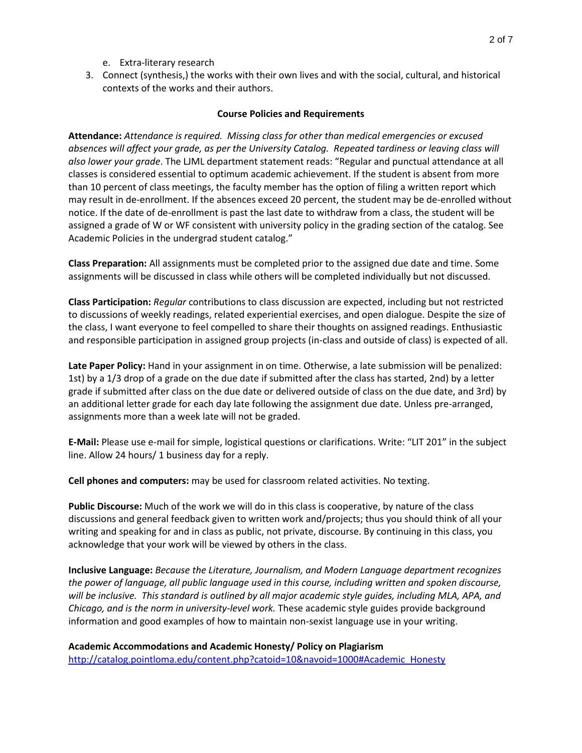e. Extra-literary research
3. Connect (synthesis,) the works with their own lives and with the social, cultural, and historical contexts of the works and their authors.

## Course Policies and Requirements

**Attendance:** *Attendance is required. Missing class for other than medical emergencies or excused absences will affect your grade, as per the University Catalog. Repeated tardiness or leaving class will also lower your grade*. The LJML department statement reads: "Regular and punctual attendance at all classes is considered essential to optimum academic achievement. If the student is absent from more than 10 percent of class meetings, the faculty member has the option of filing a written report which may result in de-enrollment. If the absences exceed 20 percent, the student may be de-enrolled without notice. If the date of de-enrollment is past the last date to withdraw from a class, the student will be assigned a grade of W or WF consistent with university policy in the grading section of the catalog. See Academic Policies in the undergrad student catalog."

**Class Preparation:** All assignments must be completed prior to the assigned due date and time. Some assignments will be discussed in class while others will be completed individually but not discussed.

**Class Participation:** *Regular* contributions to class discussion are expected, including but not restricted to discussions of weekly readings, related experiential exercises, and open dialogue. Despite the size of the class, I want everyone to feel compelled to share their thoughts on assigned readings. Enthusiastic and responsible participation in assigned group projects (in-class and outside of class) is expected of all.

**Late Paper Policy:** Hand in your assignment in on time. Otherwise, a late submission will be penalized: 1st) by a 1/3 drop of a grade on the due date if submitted after the class has started, 2nd) by a letter grade if submitted after class on the due date or delivered outside of class on the due date, and 3rd) by an additional letter grade for each day late following the assignment due date. Unless pre-arranged, assignments more than a week late will not be graded.

**E-Mail:** Please use e-mail for simple, logistical questions or clarifications. Write: "LIT 201" in the subject line. Allow 24 hours/ 1 business day for a reply.

**Cell phones and computers:** may be used for classroom related activities. No texting.

**Public Discourse:** Much of the work we will do in this class is cooperative, by nature of the class discussions and general feedback given to written work and/projects; thus you should think of all your writing and speaking for and in class as public, not private, discourse. By continuing in this class, you acknowledge that your work will be viewed by others in the class.

**Inclusive Language:** *Because the Literature, Journalism, and Modern Language department recognizes the power of language, all public language used in this course, including written and spoken discourse, will be inclusive. This standard is outlined by all major academic style guides, including MLA, APA, and Chicago, and is the norm in university-level work.* These academic style guides provide background information and good examples of how to maintain non-sexist language use in your writing.

**Academic Accommodations and Academic Honesty/ Policy on Plagiarism**
[http://catalog.pointloma.edu/content.php?catoid=10&navoid=1000#Academic_Honesty](http://catalog.pointloma.edu/content.php?catoid=10&navoid=1000#Academic_Honesty)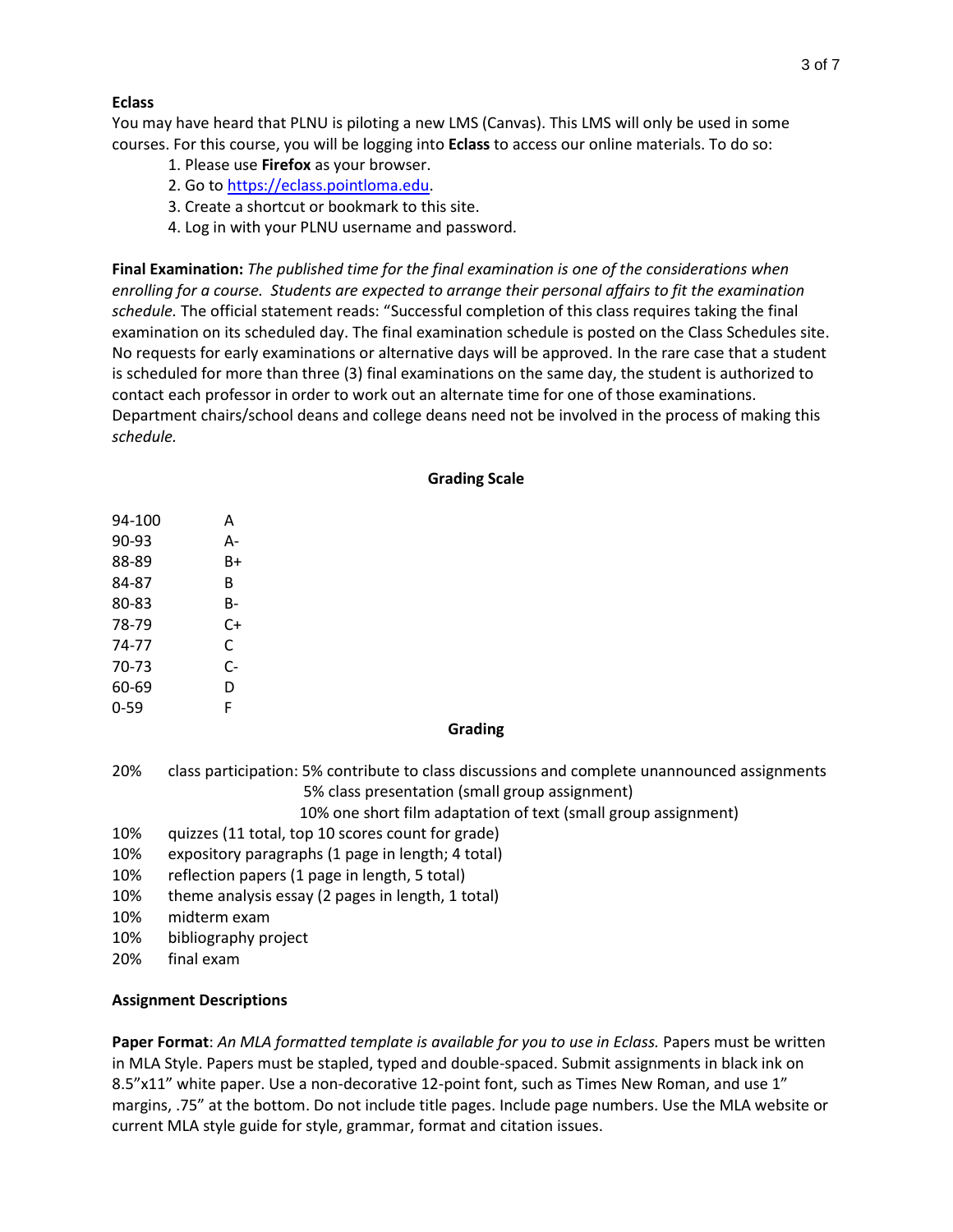**Eclass**

You may have heard that PLNU is piloting a new LMS (Canvas). This LMS will only be used in some courses. For this course, you will be logging into **Eclass** to access our online materials. To do so:

1. Please use **Firefox** as your browser.
2. Go to [https://eclass.pointloma.edu](https://eclass.pointloma.edu).
3. Create a shortcut or bookmark to this site.
4. Log in with your PLNU username and password.

**Final Examination:** *The published time for the final examination is one of the considerations when enrolling for a course. Students are expected to arrange their personal affairs to fit the examination schedule.* The official statement reads: "Successful completion of this class requires taking the final examination on its scheduled day. The final examination schedule is posted on the Class Schedules site. No requests for early examinations or alternative days will be approved. In the rare case that a student is scheduled for more than three (3) final examinations on the same day, the student is authorized to contact each professor in order to work out an alternate time for one of those examinations. Department chairs/school deans and college deans need not be involved in the process of making this *schedule.*

## Grading Scale

| | |
|---|---|
| 94-100 | A |
| 90-93 | A- |
| 88-89 | B+ |
| 84-87 | B |
| 80-83 | B- |
| 78-79 | C+ |
| 74-77 | C |
| 70-73 | C- |
| 60-69 | D |
| 0-59 | F |

## Grading

- 20% class participation: 5% contribute to class discussions and complete unannounced assignments
  - 5% class presentation (small group assignment)
  - 10% one short film adaptation of text (small group assignment)
- 10% quizzes (11 total, top 10 scores count for grade)
- 10% expository paragraphs (1 page in length; 4 total)
- 10% reflection papers (1 page in length, 5 total)
- 10% theme analysis essay (2 pages in length, 1 total)
- 10% midterm exam
- 10% bibliography project
- 20% final exam

**Assignment Descriptions**

**Paper Format**: *An MLA formatted template is available for you to use in Eclass.* Papers must be written in MLA Style. Papers must be stapled, typed and double-spaced. Submit assignments in black ink on 8.5"x11" white paper. Use a non-decorative 12-point font, such as Times New Roman, and use 1" margins, .75" at the bottom. Do not include title pages. Include page numbers. Use the MLA website or current MLA style guide for style, grammar, format and citation issues.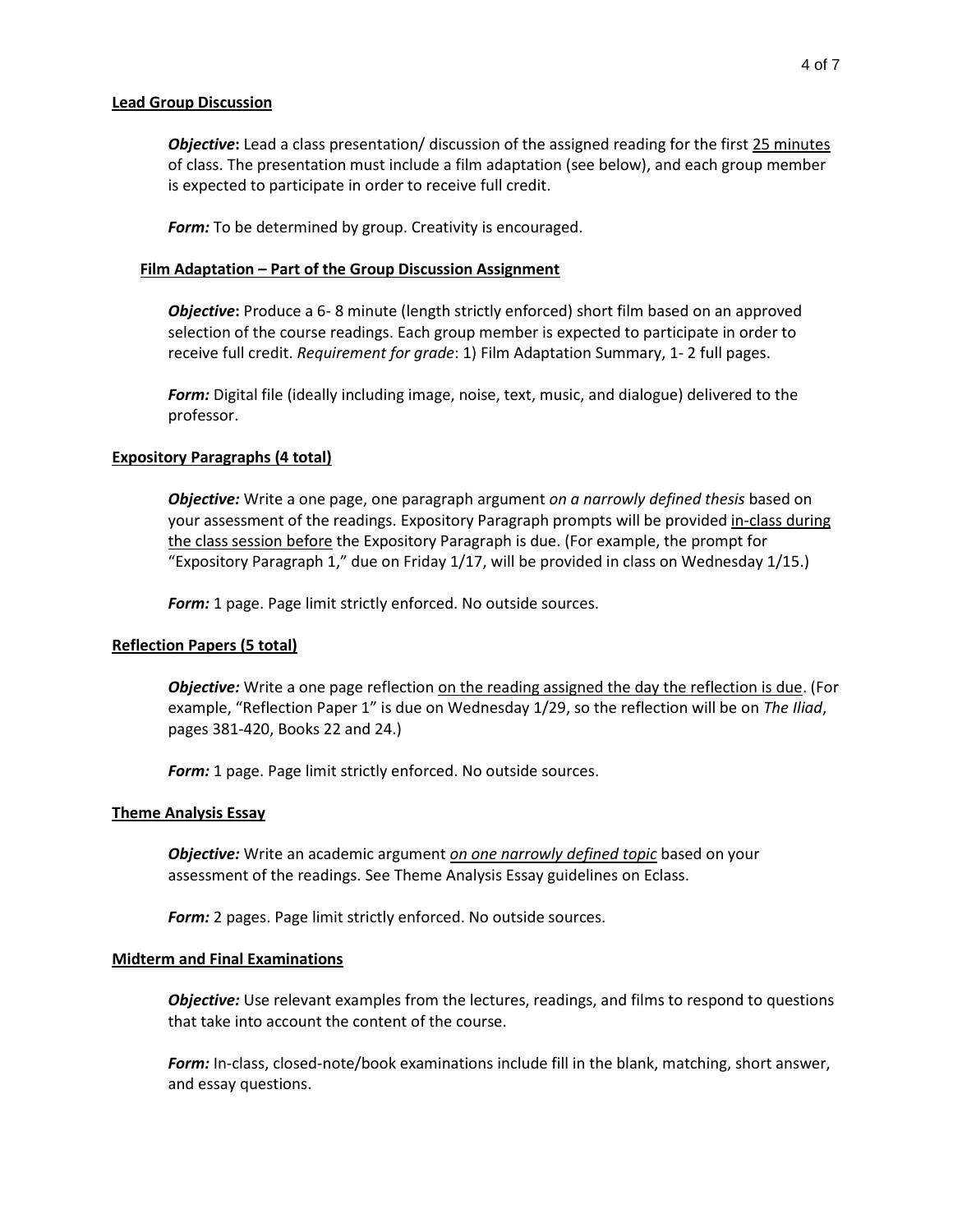**Lead Group Discussion**

***Objective*:** Lead a class presentation/ discussion of the assigned reading for the first 25 minutes of class. The presentation must include a film adaptation (see below), and each group member is expected to participate in order to receive full credit.

***Form:*** To be determined by group. Creativity is encouraged.

**Film Adaptation – Part of the Group Discussion Assignment**

***Objective*:** Produce a 6- 8 minute (length strictly enforced) short film based on an approved selection of the course readings. Each group member is expected to participate in order to receive full credit. *Requirement for grade*: 1) Film Adaptation Summary, 1- 2 full pages.

***Form:*** Digital file (ideally including image, noise, text, music, and dialogue) delivered to the professor.

**Expository Paragraphs (4 total)**

***Objective:*** Write a one page, one paragraph argument *on a narrowly defined thesis* based on your assessment of the readings. Expository Paragraph prompts will be provided in-class during the class session before the Expository Paragraph is due. (For example, the prompt for "Expository Paragraph 1," due on Friday 1/17, will be provided in class on Wednesday 1/15.)

***Form:*** 1 page. Page limit strictly enforced. No outside sources.

**Reflection Papers (5 total)**

***Objective:*** Write a one page reflection on the reading assigned the day the reflection is due. (For example, "Reflection Paper 1" is due on Wednesday 1/29, so the reflection will be on *The Iliad*, pages 381-420, Books 22 and 24.)

***Form:*** 1 page. Page limit strictly enforced. No outside sources.

**Theme Analysis Essay**

***Objective:*** Write an academic argument *on one narrowly defined topic* based on your assessment of the readings. See Theme Analysis Essay guidelines on Eclass.

***Form:*** 2 pages. Page limit strictly enforced. No outside sources.

**Midterm and Final Examinations**

***Objective:*** Use relevant examples from the lectures, readings, and films to respond to questions that take into account the content of the course.

***Form:*** In-class, closed-note/book examinations include fill in the blank, matching, short answer, and essay questions.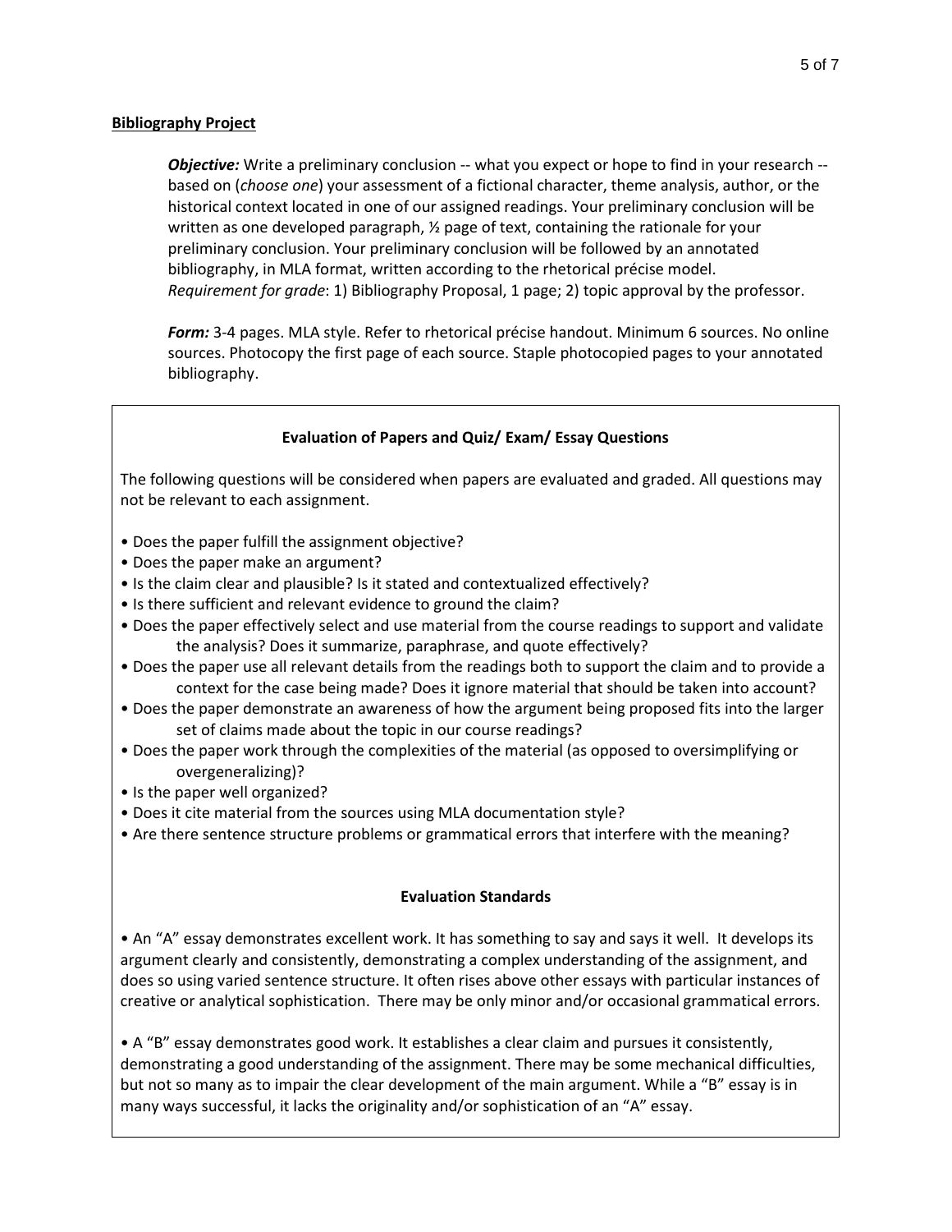**Bibliography Project**

***Objective:*** Write a preliminary conclusion -- what you expect or hope to find in your research -- based on (*choose one*) your assessment of a fictional character, theme analysis, author, or the historical context located in one of our assigned readings. Your preliminary conclusion will be written as one developed paragraph, ½ page of text, containing the rationale for your preliminary conclusion. Your preliminary conclusion will be followed by an annotated bibliography, in MLA format, written according to the rhetorical précise model. *Requirement for grade*: 1) Bibliography Proposal, 1 page; 2) topic approval by the professor.

***Form:*** 3-4 pages. MLA style. Refer to rhetorical précise handout. Minimum 6 sources. No online sources. Photocopy the first page of each source. Staple photocopied pages to your annotated bibliography.

**Evaluation of Papers and Quiz/ Exam/ Essay Questions**

The following questions will be considered when papers are evaluated and graded. All questions may not be relevant to each assignment.

- Does the paper fulfill the assignment objective?
- Does the paper make an argument?
- Is the claim clear and plausible? Is it stated and contextualized effectively?
- Is there sufficient and relevant evidence to ground the claim?
- Does the paper effectively select and use material from the course readings to support and validate the analysis? Does it summarize, paraphrase, and quote effectively?
- Does the paper use all relevant details from the readings both to support the claim and to provide a context for the case being made? Does it ignore material that should be taken into account?
- Does the paper demonstrate an awareness of how the argument being proposed fits into the larger set of claims made about the topic in our course readings?
- Does the paper work through the complexities of the material (as opposed to oversimplifying or overgeneralizing)?
- Is the paper well organized?
- Does it cite material from the sources using MLA documentation style?
- Are there sentence structure problems or grammatical errors that interfere with the meaning?

**Evaluation Standards**

- An "A" essay demonstrates excellent work. It has something to say and says it well. It develops its argument clearly and consistently, demonstrating a complex understanding of the assignment, and does so using varied sentence structure. It often rises above other essays with particular instances of creative or analytical sophistication. There may be only minor and/or occasional grammatical errors.

- A "B" essay demonstrates good work. It establishes a clear claim and pursues it consistently, demonstrating a good understanding of the assignment. There may be some mechanical difficulties, but not so many as to impair the clear development of the main argument. While a "B" essay is in many ways successful, it lacks the originality and/or sophistication of an "A" essay.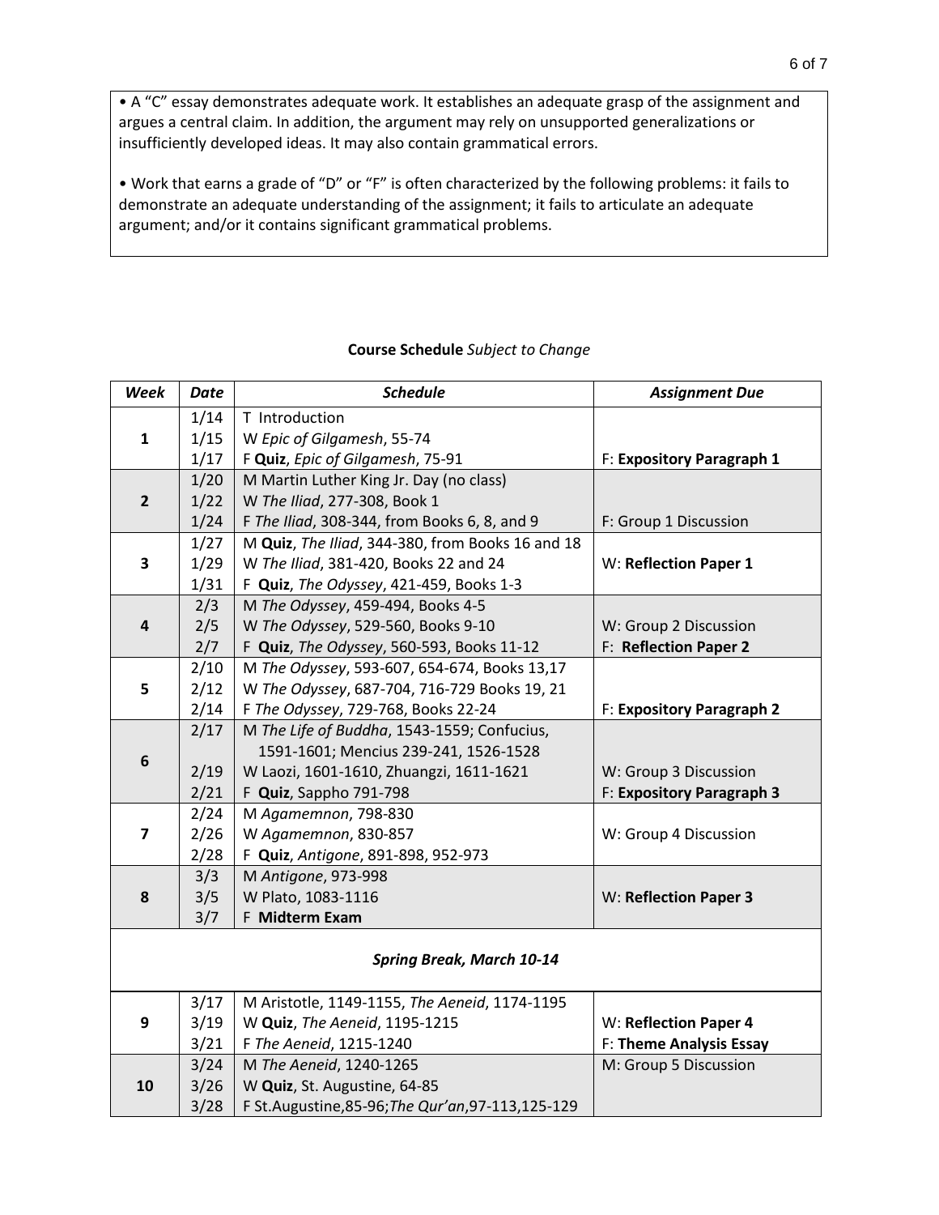• A "C" essay demonstrates adequate work. It establishes an adequate grasp of the assignment and argues a central claim. In addition, the argument may rely on unsupported generalizations or insufficiently developed ideas. It may also contain grammatical errors.

• Work that earns a grade of "D" or "F" is often characterized by the following problems: it fails to demonstrate an adequate understanding of the assignment; it fails to articulate an adequate argument; and/or it contains significant grammatical problems.

**Course Schedule** *Subject to Change*

| ***Week*** | ***Date*** | ***Schedule*** | ***Assignment Due*** |
|---|---|---|---|
| **1** | 1/14 | T Introduction | |
| | 1/15 | W *Epic of Gilgamesh*, 55-74 | |
| | 1/17 | F **Quiz**, *Epic of Gilgamesh*, 75-91 | F: **Expository Paragraph 1** |
| **2** | 1/20 | M Martin Luther King Jr. Day (no class) | |
| | 1/22 | W *The Iliad*, 277-308, Book 1 | |
| | 1/24 | F *The Iliad*, 308-344, from Books 6, 8, and 9 | F: Group 1 Discussion |
| **3** | 1/27 | M **Quiz**, *The Iliad*, 344-380, from Books 16 and 18 | |
| | 1/29 | W *The Iliad*, 381-420, Books 22 and 24 | W: **Reflection Paper 1** |
| | 1/31 | F **Quiz**, *The Odyssey*, 421-459, Books 1-3 | |
| **4** | 2/3 | M *The Odyssey*, 459-494, Books 4-5 | |
| | 2/5 | W *The Odyssey*, 529-560, Books 9-10 | W: Group 2 Discussion |
| | 2/7 | F **Quiz**, *The Odyssey*, 560-593, Books 11-12 | F: **Reflection Paper 2** |
| **5** | 2/10 | M *The Odyssey*, 593-607, 654-674, Books 13,17 | |
| | 2/12 | W *The Odyssey*, 687-704, 716-729 Books 19, 21 | |
| | 2/14 | F *The Odyssey*, 729-768, Books 22-24 | F: **Expository Paragraph 2** |
| **6** | 2/17 | M *The Life of Buddha*, 1543-1559; Confucius, 1591-1601; Mencius 239-241, 1526-1528 | |
| | 2/19 | W Laozi, 1601-1610, Zhuangzi, 1611-1621 | W: Group 3 Discussion |
| | 2/21 | F **Quiz**, Sappho 791-798 | F: **Expository Paragraph 3** |
| **7** | 2/24 | M *Agamemnon*, 798-830 | |
| | 2/26 | W *Agamemnon*, 830-857 | W: Group 4 Discussion |
| | 2/28 | F **Quiz**, *Antigone*, 891-898, 952-973 | |
| **8** | 3/3 | M *Antigone*, 973-998 | |
| | 3/5 | W Plato, 1083-1116 | W: **Reflection Paper 3** |
| | 3/7 | F **Midterm Exam** | |
| ***Spring Break, March 10-14*** | | | |
| **9** | 3/17 | M Aristotle, 1149-1155, *The Aeneid*, 1174-1195 | |
| | 3/19 | W **Quiz**, *The Aeneid*, 1195-1215 | W: **Reflection Paper 4** |
| | 3/21 | F *The Aeneid*, 1215-1240 | F: **Theme Analysis Essay** |
| **10** | 3/24 | M *The Aeneid*, 1240-1265 | M: Group 5 Discussion |
| | 3/26 | W **Quiz**, St. Augustine, 64-85 | |
| | 3/28 | F St.Augustine,85-96;*The Qur'an*,97-113,125-129 | |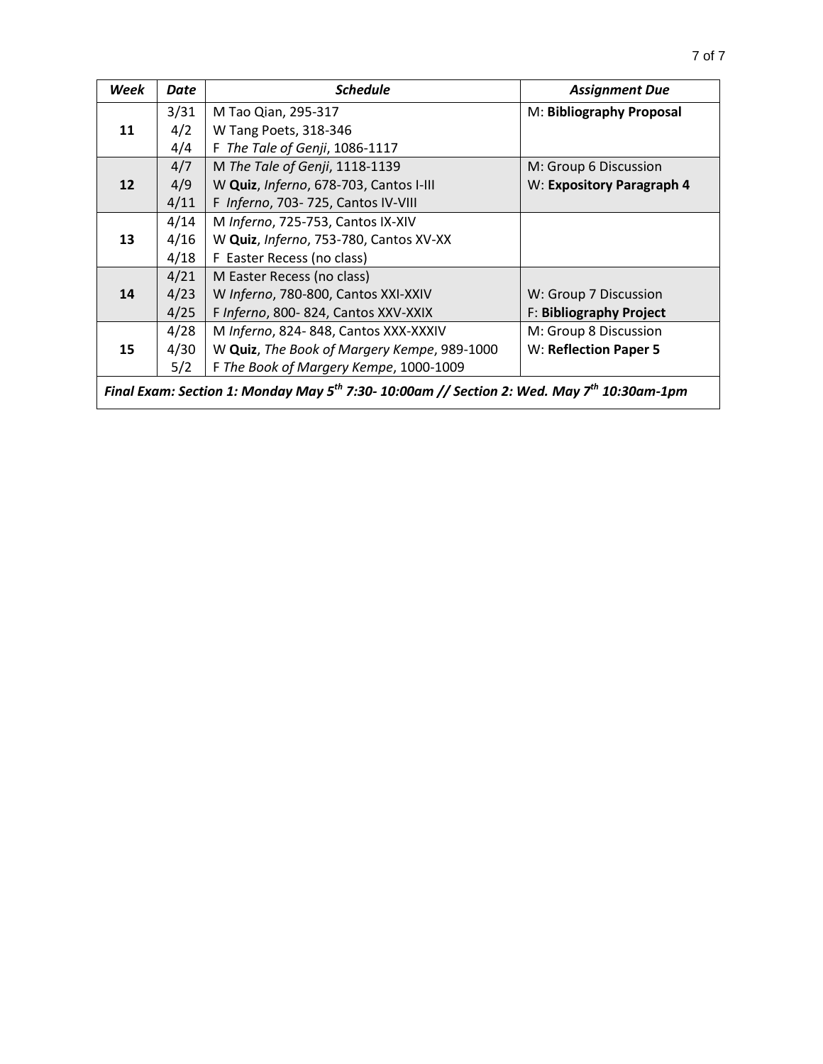| *Week* | *Date* | *Schedule* | *Assignment Due* |
|---|---|---|---|
| **11** | 3/31 | M Tao Qian, 295-317 | M: **Bibliography Proposal** |
| | 4/2 | W Tang Poets, 318-346 | |
| | 4/4 | F *The Tale of Genji*, 1086-1117 | |
| **12** | 4/7 | M *The Tale of Genji*, 1118-1139 | M: Group 6 Discussion |
| | 4/9 | W **Quiz**, *Inferno*, 678-703, Cantos I-III | W: **Expository Paragraph 4** |
| | 4/11 | F *Inferno*, 703- 725, Cantos IV-VIII | |
| **13** | 4/14 | M *Inferno*, 725-753, Cantos IX-XIV | |
| | 4/16 | W **Quiz**, *Inferno*, 753-780, Cantos XV-XX | |
| | 4/18 | F Easter Recess (no class) | |
| **14** | 4/21 | M Easter Recess (no class) | |
| | 4/23 | W *Inferno*, 780-800, Cantos XXI-XXIV | W: Group 7 Discussion |
| | 4/25 | F *Inferno*, 800- 824, Cantos XXV-XXIX | F: **Bibliography Project** |
| **15** | 4/28 | M *Inferno*, 824- 848, Cantos XXX-XXXIV | M: Group 8 Discussion |
| | 4/30 | W **Quiz**, *The Book of Margery Kempe*, 989-1000 | W: **Reflection Paper 5** |
| | 5/2 | F *The Book of Margery Kempe*, 1000-1009 | |

***Final Exam: Section 1: Monday May 5th 7:30- 10:00am // Section 2: Wed. May 7th 10:30am-1pm***